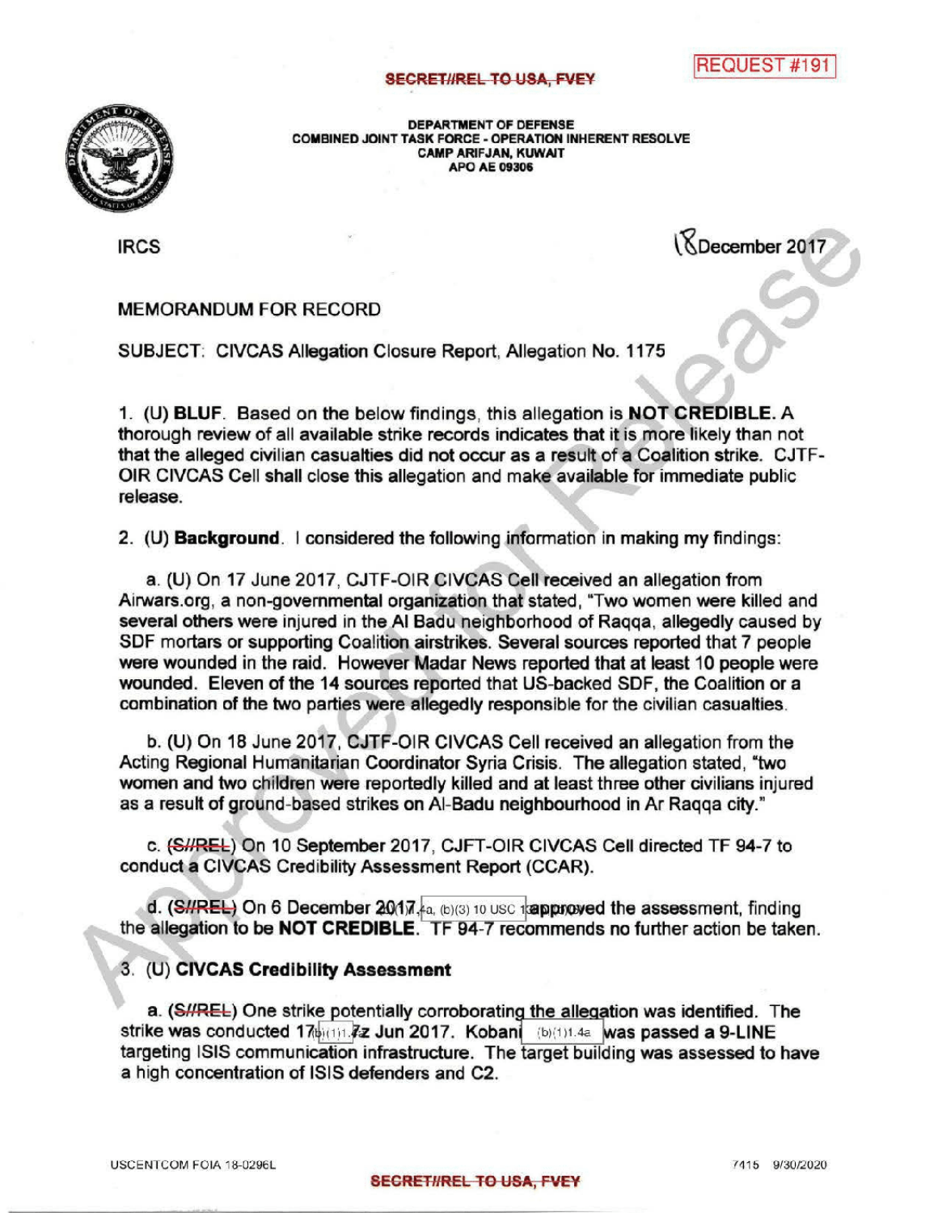SECRET//REL TO USA, FVEY

REQUEST #191

DEPARTMENT OF DEFENSE
COMBINED JOINT TASK FORCE - OPERATION INHERENT RESOLVE
CAMP ARIFJAN, KUWAIT
APO AE 09306

IRCS

18 December 2017

MEMORANDUM FOR RECORD

SUBJECT: CIVCAS Allegation Closure Report, Allegation No. 1175

1. (U) **BLUF**. Based on the below findings, this allegation is **NOT CREDIBLE.** A thorough review of all available strike records indicates that it is more likely than not that the alleged civilian casualties did not occur as a result of a Coalition strike. CJTF-OIR CIVCAS Cell shall close this allegation and make available for immediate public release.

2. (U) **Background**. I considered the following information in making my findings:

   a. (U) On 17 June 2017, CJTF-OIR CIVCAS Cell received an allegation from Airwars.org, a non-governmental organization that stated, "Two women were killed and several others were injured in the Al Badu neighborhood of Raqqa, allegedly caused by SDF mortars or supporting Coalition airstrikes. Several sources reported that 7 people were wounded in the raid. However Madar News reported that at least 10 people were wounded. Eleven of the 14 sources reported that US-backed SDF, the Coalition or a combination of the two parties were allegedly responsible for the civilian casualties.

   b. (U) On 18 June 2017, CJTF-OIR CIVCAS Cell received an allegation from the Acting Regional Humanitarian Coordinator Syria Crisis. The allegation stated, "two women and two children were reportedly killed and at least three other civilians injured as a result of ground-based strikes on Al-Badu neighbourhood in Ar Raqqa city."

   c. (~~S//REL~~) On 10 September 2017, CJFT-OIR CIVCAS Cell directed TF 94-7 to conduct a CIVCAS Credibility Assessment Report (CCAR).

   d. (~~S//REL~~) On 6 December 2017 (b)(1)1.4a, (b)(3) 10 USC 130 approved the assessment, finding the allegation to be **NOT CREDIBLE.** TF 94-7 recommends no further action be taken.

3. (U) **CIVCAS Credibility Assessment**

   a. (~~S//REL~~) One strike potentially corroborating the allegation was identified. The strike was conducted 17(b)(1)1.4a z Jun 2017. Kobani (b)(1)1.4a was passed a 9-LINE targeting ISIS communication infrastructure. The target building was assessed to have a high concentration of ISIS defenders and C2.

Approved for Release

USCENTCOM FOIA 18-0296L 7415 9/30/2020

SECRET//REL TO USA, FVEY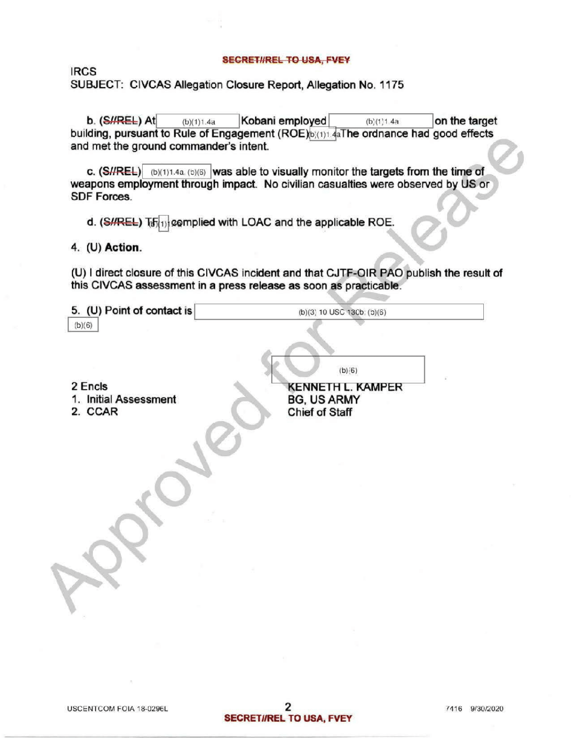SECRET//REL TO USA, FVEY

IRCS
SUBJECT: CIVCAS Allegation Closure Report, Allegation No. 1175

**b. (S//REL) At** (b)(1)1.4a **Kobani employed** (b)(1)1.4a **on the target building, pursuant to Rule of Engagement (ROE)**(b)(1)1.4a **The ordnance had good effects and met the ground commander's intent.**

**c. (S//REL)** (b)(1)1.4a, (b)(6) **was able to visually monitor the targets from the time of weapons employment through impact. No civilian casualties were observed by US or SDF Forces.**

**d. (S//REL) TF**(b)(1)1.4a **complied with LOAC and the applicable ROE.**

4. (U) **Action.**

**(U) I direct closure of this CIVCAS incident and that CJTF-OIR PAO publish the result of this CIVCAS assessment in a press release as soon as practicable.**

5. **(U) Point of contact is** (b)(3) 10 USC 130b; (b)(6)
(b)(6)

(b)(6)
KENNETH L. KAMPER
BG, US ARMY
Chief of Staff

2 Encls
1. Initial Assessment
2. CCAR

USCENTCOM FOIA 18-0296L

SECRET//REL TO USA, FVEY

7416 9/30/2020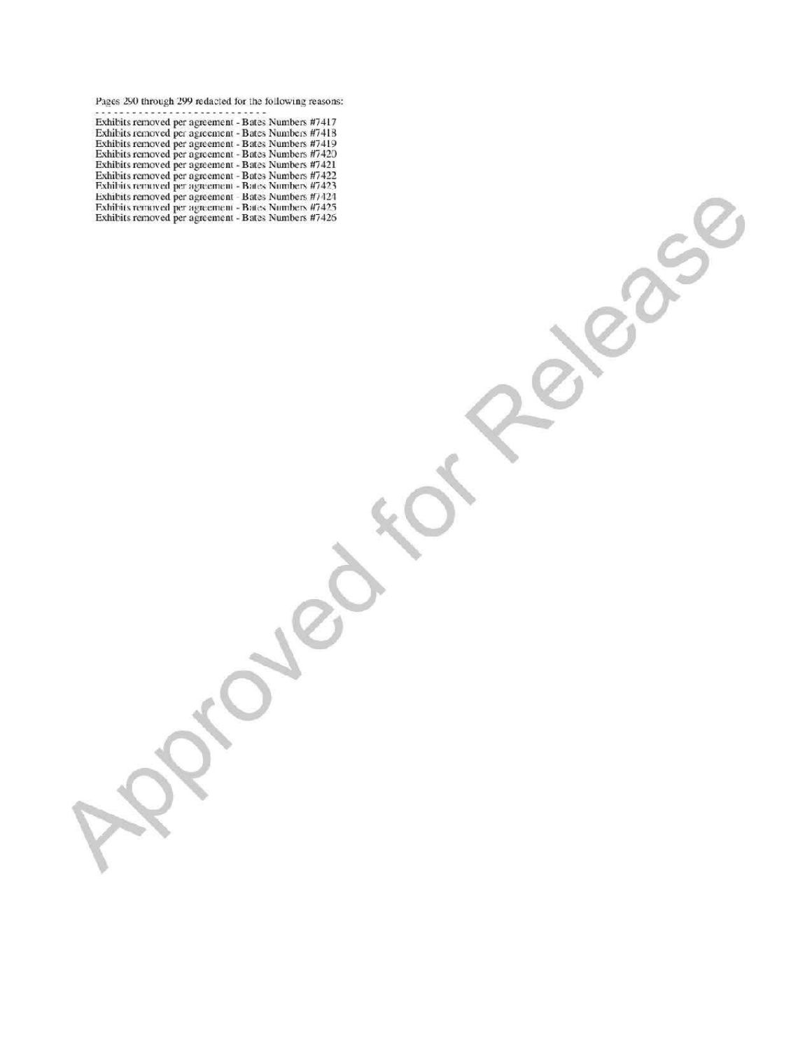Pages 290 through 299 redacted for the following reasons:

- - - - - - - - - - - - - - - - - - - - - - - - - -

Exhibits removed per agreement - Bates Numbers #7417
Exhibits removed per agreement - Bates Numbers #7418
Exhibits removed per agreement - Bates Numbers #7419
Exhibits removed per agreement - Bates Numbers #7420
Exhibits removed per agreement - Bates Numbers #7421
Exhibits removed per agreement - Bates Numbers #7422
Exhibits removed per agreement - Bates Numbers #7423
Exhibits removed per agreement - Bates Numbers #7424
Exhibits removed per agreement - Bates Numbers #7425
Exhibits removed per agreement - Bates Numbers #7426

Approved for Release